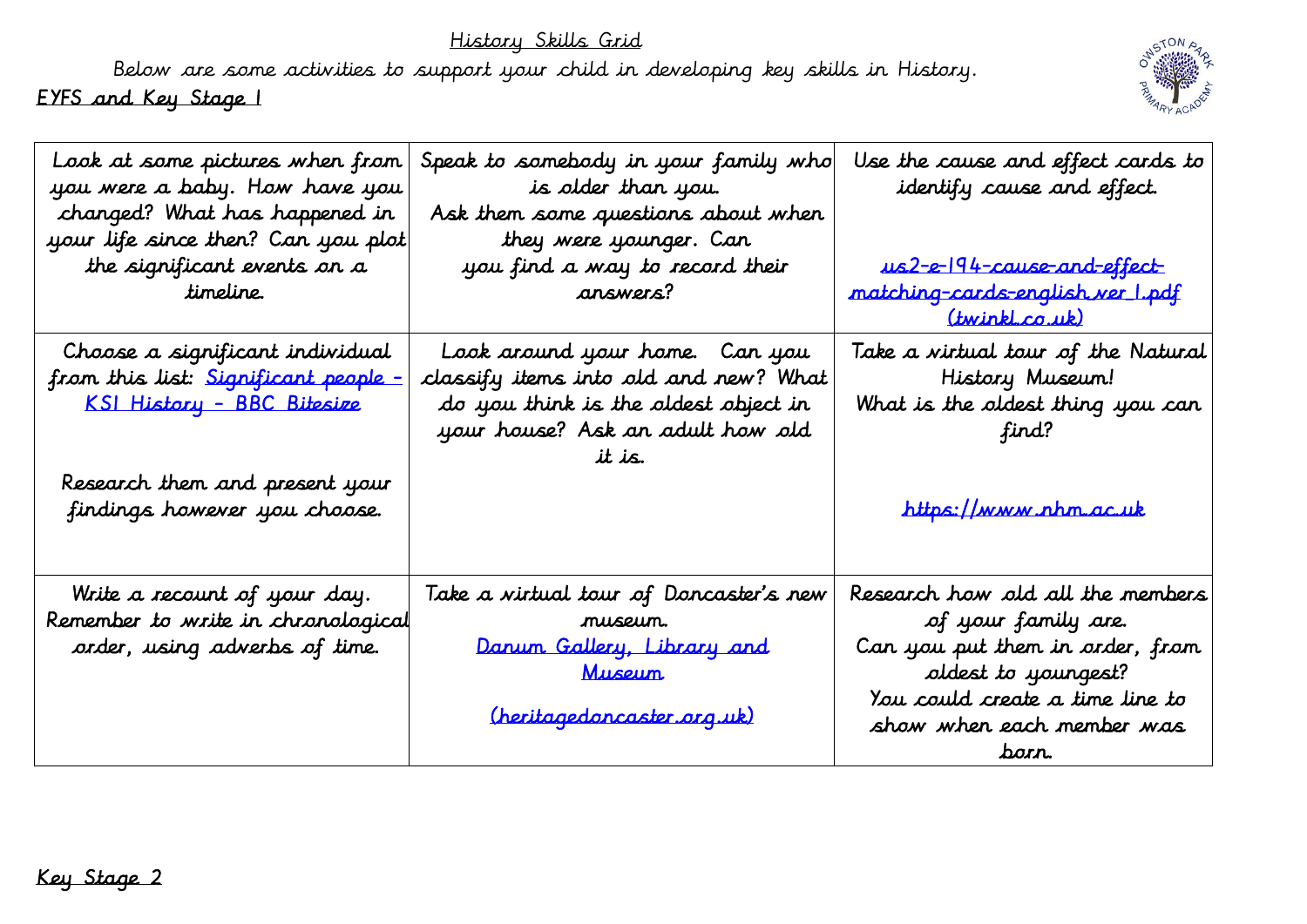# History Skills Grid

Below are some activities to support your child in developing key skills in History.

## EYFS and Key Stage 1

| | | |
|---|---|---|
| Look at some pictures when from you were a baby. How have you changed? What has happened in your life since then? Can you plot the significant events on a timeline. | Speak to somebody in your family who is older than you. Ask them some questions about when they were younger. Can you find a way to record their answers? | Use the cause and effect cards to identify cause and effect. us2-e-194-cause-and-effect-matching-cards-english ver 1.pdf (twinkl.co.uk) |
| Choose a significant individual from this list: Significant people - KS1 History - BBC Bitesize<br><br>Research them and present your findings however you choose. | Look around your home. Can you classify items into old and new? What do you think is the oldest object in your house? Ask an adult how old it is. | Take a virtual tour of the Natural History Museum! What is the oldest thing you can find?<br><br>https://www.nhm.ac.uk |
| Write a recount of your day. Remember to write in chronological order, using adverbs of time. | Take a virtual tour of Doncaster's new museum. Danum Gallery, Library and Museum (heritagedoncaster.org.uk) | Research how old all the members of your family are. Can you put them in order, from oldest to youngest? You could create a time line to show when each member was born. |

## Key Stage 2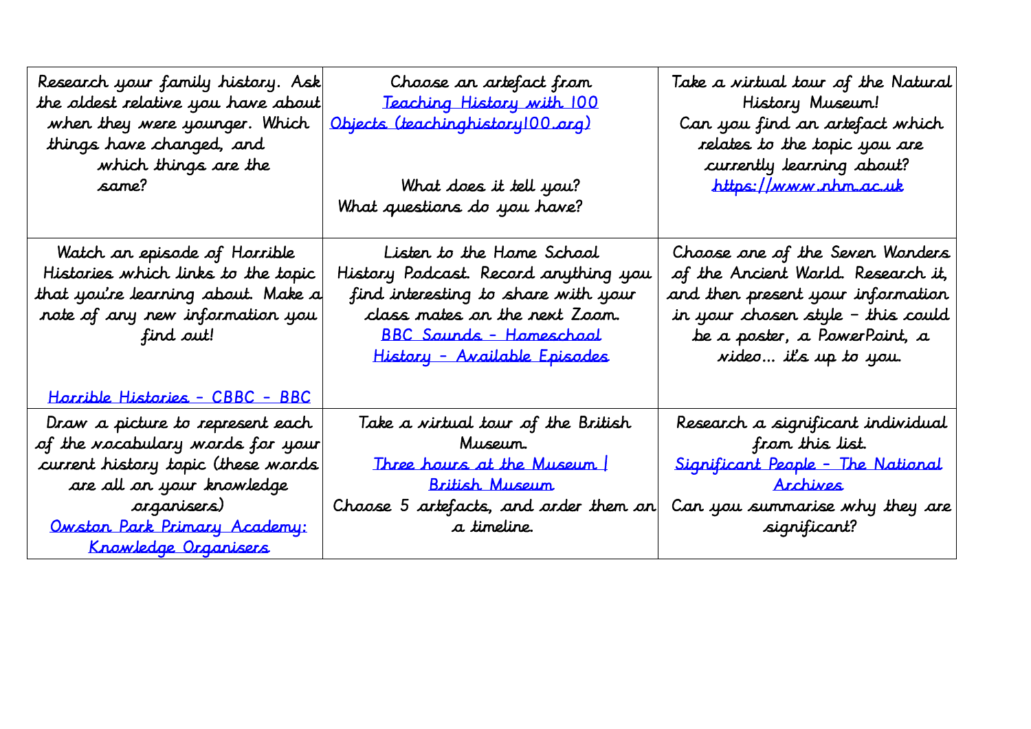| | | |
|---|---|---|
| Research your family history. Ask the oldest relative you have about when they were younger. Which things have changed, and which things are the same? | Choose an artefact from [Teaching History with 100 Objects (teachinghistory100.org)] What does it tell you? What questions do you have? | Take a virtual tour of the Natural History Museum! Can you find an artefact which relates to the topic you are currently learning about? https://www.nhm.ac.uk |
| Watch an episode of Horrible Histories which links to the topic that you're learning about. Make a note of any new information you find out! Horrible Histories - CBBC - BBC | Listen to the Home School History Podcast. Record anything you find interesting to share with your class mates on the next Zoom. BBC Sounds - Homeschool History - Available Episodes | Choose one of the Seven Wonders of the Ancient World. Research it, and then present your information in your chosen style – this could be a poster, a PowerPoint, a video… it's up to you. |
| Draw a picture to represent each of the vocabulary words for your current history topic (these words are all on your knowledge organisers) Owston Park Primary Academy: Knowledge Organisers | Take a virtual tour of the British Museum. Three hours at the Museum \| British Museum Choose 5 artefacts, and order them on a timeline. | Research a significant individual from this list. Significant People - The National Archives Can you summarise why they are significant? |